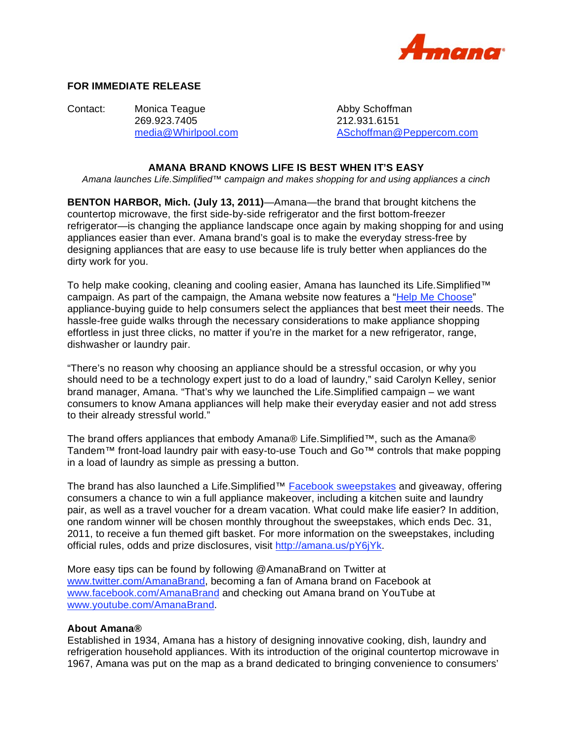**FOR IMMEDIATE RELEASE**

Contact: Monica Teague
269.923.7405
media@Whirlpool.com

Abby Schoffman
212.931.6151
ASchoffman@Peppercom.com

**AMANA BRAND KNOWS LIFE IS BEST WHEN IT'S EASY**

*Amana launches Life.Simplified™ campaign and makes shopping for and using appliances a cinch*

**BENTON HARBOR, Mich. (July 13, 2011)**—Amana—the brand that brought kitchens the countertop microwave, the first side-by-side refrigerator and the first bottom-freezer refrigerator—is changing the appliance landscape once again by making shopping for and using appliances easier than ever. Amana brand's goal is to make the everyday stress-free by designing appliances that are easy to use because life is truly better when appliances do the dirty work for you.

To help make cooking, cleaning and cooling easier, Amana has launched its Life.Simplified™ campaign. As part of the campaign, the Amana website now features a "Help Me Choose" appliance-buying guide to help consumers select the appliances that best meet their needs. The hassle-free guide walks through the necessary considerations to make appliance shopping effortless in just three clicks, no matter if you're in the market for a new refrigerator, range, dishwasher or laundry pair.

"There's no reason why choosing an appliance should be a stressful occasion, or why you should need to be a technology expert just to do a load of laundry," said Carolyn Kelley, senior brand manager, Amana. "That's why we launched the Life.Simplified campaign – we want consumers to know Amana appliances will help make their everyday easier and not add stress to their already stressful world."

The brand offers appliances that embody Amana® Life.Simplified™, such as the Amana® Tandem™ front-load laundry pair with easy-to-use Touch and Go™ controls that make popping in a load of laundry as simple as pressing a button.

The brand has also launched a Life.Simplified™ Facebook sweepstakes and giveaway, offering consumers a chance to win a full appliance makeover, including a kitchen suite and laundry pair, as well as a travel voucher for a dream vacation. What could make life easier? In addition, one random winner will be chosen monthly throughout the sweepstakes, which ends Dec. 31, 2011, to receive a fun themed gift basket. For more information on the sweepstakes, including official rules, odds and prize disclosures, visit http://amana.us/pY6jYk.

More easy tips can be found by following @AmanaBrand on Twitter at www.twitter.com/AmanaBrand, becoming a fan of Amana brand on Facebook at www.facebook.com/AmanaBrand and checking out Amana brand on YouTube at www.youtube.com/AmanaBrand.

**About Amana®**

Established in 1934, Amana has a history of designing innovative cooking, dish, laundry and refrigeration household appliances. With its introduction of the original countertop microwave in 1967, Amana was put on the map as a brand dedicated to bringing convenience to consumers'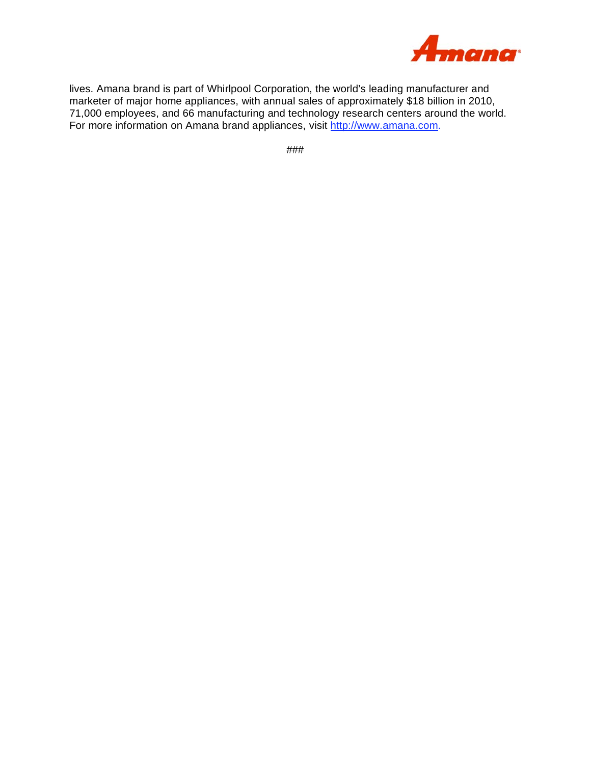lives. Amana brand is part of Whirlpool Corporation, the world's leading manufacturer and marketer of major home appliances, with annual sales of approximately $18 billion in 2010, 71,000 employees, and 66 manufacturing and technology research centers around the world. For more information on Amana brand appliances, visit [http://www.amana.com](http://www.amana.com).

###